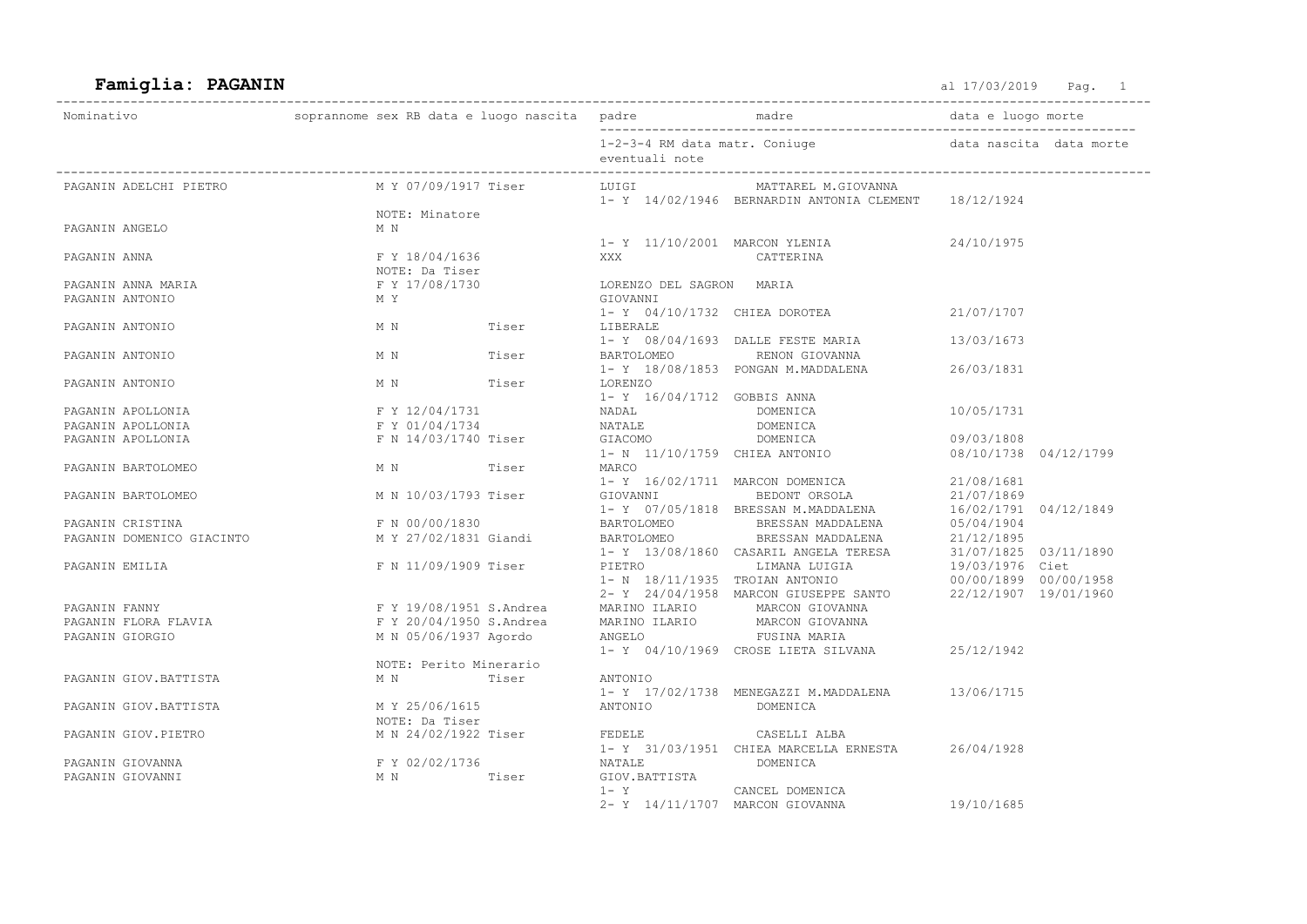# Famiglia: PAGANIN

al 17/03/2019

| Nominativo | soprannome | sex | RB | data e luogo nascita | padre / 1-2-3-4 RM data matr. | madre / Coniuge / eventuali note | data e luogo morte / data nascita data morte |
|---|---|---|---|---|---|---|---|
| PAGANIN ADELCHI PIETRO | | M | Y | 07/09/1917 Tiser | LUIGI | MATTAREL M.GIOVANNA | |
| | | | | | 1- Y 14/02/1946 | BERNARDIN ANTONIA CLEMENT | 18/12/1924 |
| | NOTE: Minatore | | | | | | |
| PAGANIN ANGELO | | M | N | | | | |
| | | | | | 1- Y 11/10/2001 | MARCON YLENIA | 24/10/1975 |
| PAGANIN ANNA | | F | Y | 18/04/1636 | XXX | CATTERINA | |
| | NOTE: Da Tiser | | | | | | |
| PAGANIN ANNA MARIA | | F | Y | 17/08/1730 | LORENZO DEL SAGRON | MARIA | |
| PAGANIN ANTONIO | | M | Y | | GIOVANNI | | |
| | | | | | 1- Y 04/10/1732 | CHIEA DOROTEA | 21/07/1707 |
| PAGANIN ANTONIO | | M | N | Tiser | LIBERALE | | |
| | | | | | 1- Y 08/04/1693 | DALLE FESTE MARIA | 13/03/1673 |
| PAGANIN ANTONIO | | M | N | Tiser | BARTOLOMEO | RENON GIOVANNA | |
| | | | | | 1- Y 18/08/1853 | PONGAN M.MADDALENA | 26/03/1831 |
| PAGANIN ANTONIO | | M | N | Tiser | LORENZO | | |
| | | | | | 1- Y 16/04/1712 | GOBBIS ANNA | |
| PAGANIN APOLLONIA | | F | Y | 12/04/1731 | NADAL | DOMENICA | 10/05/1731 |
| PAGANIN APOLLONIA | | F | Y | 01/04/1734 | NATALE | DOMENICA | |
| PAGANIN APOLLONIA | | F | N | 14/03/1740 Tiser | GIACOMO | DOMENICA | 09/03/1808 |
| | | | | | 1- N 11/10/1759 | CHIEA ANTONIO | 08/10/1738 04/12/1799 |
| PAGANIN BARTOLOMEO | | M | N | Tiser | MARCO | | |
| | | | | | 1- Y 16/02/1711 | MARCON DOMENICA | 21/08/1681 |
| PAGANIN BARTOLOMEO | | M | N | 10/03/1793 Tiser | GIOVANNI | BEDONT ORSOLA | 21/07/1869 |
| | | | | | 1- Y 07/05/1818 | BRESSAN M.MADDALENA | 16/02/1791 04/12/1849 |
| PAGANIN CRISTINA | | F | N | 00/00/1830 | BARTOLOMEO | BRESSAN MADDALENA | 05/04/1904 |
| PAGANIN DOMENICO GIACINTO | | M | Y | 27/02/1831 Giandi | BARTOLOMEO | BRESSAN MADDALENA | 21/12/1895 |
| | | | | | 1- Y 13/08/1860 | CASARIL ANGELA TERESA | 31/07/1825 03/11/1890 |
| PAGANIN EMILIA | | F | N | 11/09/1909 Tiser | PIETRO | LIMANA LUIGIA | 19/03/1976 Ciet |
| | | | | | 1- N 18/11/1935 | TROIAN ANTONIO | 00/00/1899 00/00/1958 |
| | | | | | 2- Y 24/04/1958 | MARCON GIUSEPPE SANTO | 22/12/1907 19/01/1960 |
| PAGANIN FANNY | | F | Y | 19/08/1951 S.Andrea | MARINO ILARIO | MARCON GIOVANNA | |
| PAGANIN FLORA FLAVIA | | F | Y | 20/04/1950 S.Andrea | MARINO ILARIO | MARCON GIOVANNA | |
| PAGANIN GIORGIO | | M | N | 05/06/1937 Agordo | ANGELO | FUSINA MARIA | |
| | | | | | 1- Y 04/10/1969 | CROSE LIETA SILVANA | 25/12/1942 |
| | NOTE: Perito Minerario | | | | | | |
| PAGANIN GIOV.BATTISTA | | M | N | Tiser | ANTONIO | | |
| | | | | | 1- Y 17/02/1738 | MENEGAZZI M.MADDALENA | 13/06/1715 |
| PAGANIN GIOV.BATTISTA | | M | Y | 25/06/1615 | ANTONIO | DOMENICA | |
| | NOTE: Da Tiser | | | | | | |
| PAGANIN GIOV.PIETRO | | M | N | 24/02/1922 Tiser | FEDELE | CASELLI ALBA | |
| | | | | | 1- Y 31/03/1951 | CHIEA MARCELLA ERNESTA | 26/04/1928 |
| PAGANIN GIOVANNA | | F | Y | 02/02/1736 | NATALE | DOMENICA | |
| PAGANIN GIOVANNI | | M | N | Tiser | GIOV.BATTISTA | | |
| | | | | | 1- Y | CANCEL DOMENICA | |
| | | | | | 2- Y 14/11/1707 | MARCON GIOVANNA | 19/10/1685 |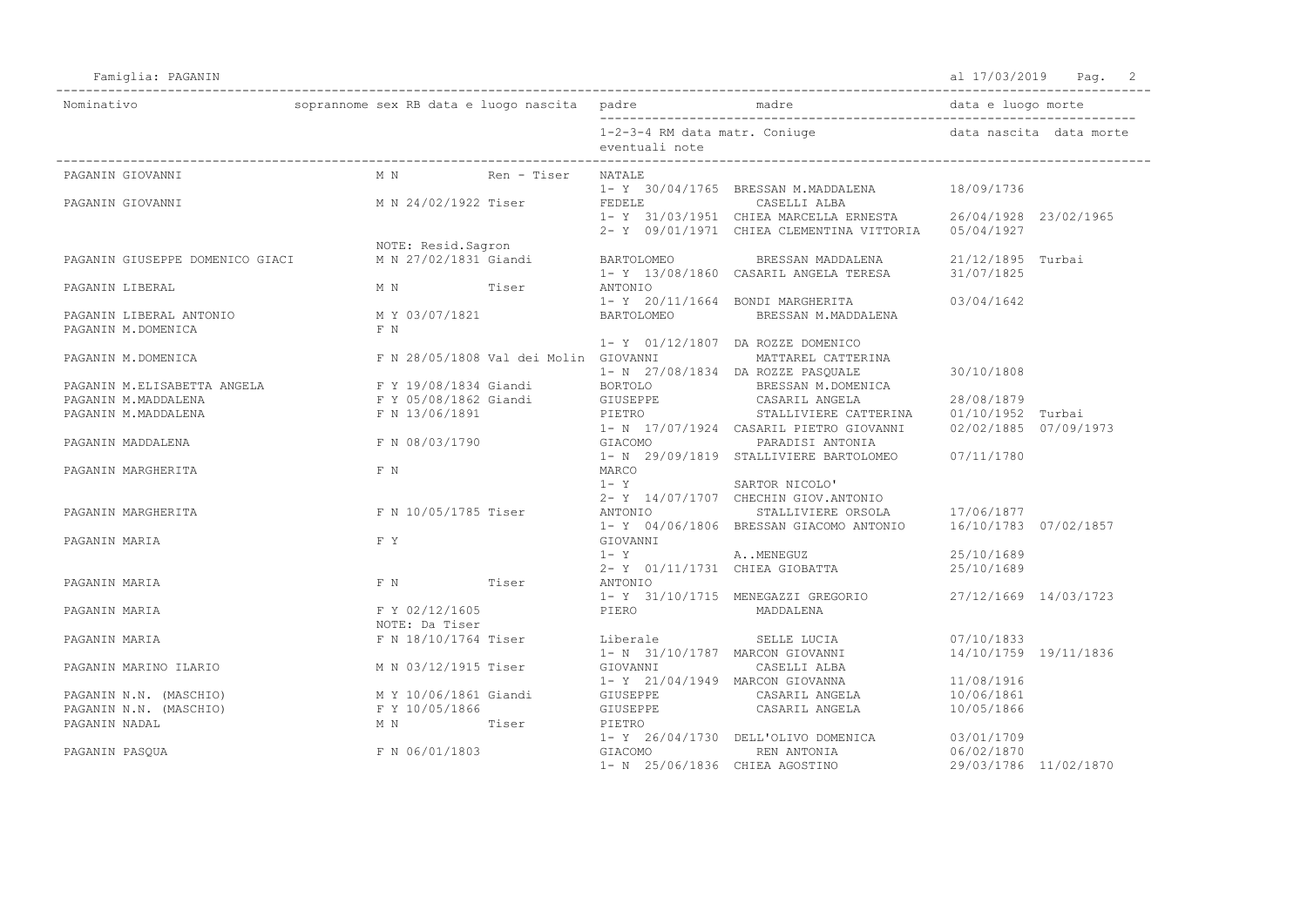| Nominativo | soprannome | sex | RB | data e luogo nascita | padre | madre | data e luogo morte | |
|---|---|---|---|---|---|---|---|---|
| | | | | | 1-2-3-4 RM data matr. | Coniuge | data nascita | data morte |
| | | | | | eventuali note | | | |
| PAGANIN GIOVANNI | | M | N | Ren - Tiser | NATALE | | | |
| | | | | | 1- Y 30/04/1765 | BRESSAN M.MADDALENA | 18/09/1736 | |
| PAGANIN GIOVANNI | | M | N | 24/02/1922 Tiser | FEDELE | CASELLI ALBA | | |
| | | | | | 1- Y 31/03/1951 | CHIEA MARCELLA ERNESTA | 26/04/1928 | 23/02/1965 |
| | | | | | 2- Y 09/01/1971 | CHIEA CLEMENTINA VITTORIA | 05/04/1927 | |
| | | NOTE: Resid.Sagron | | | | | | |
| PAGANIN GIUSEPPE DOMENICO GIACI | | M | N | 27/02/1831 Giandi | BARTOLOMEO | BRESSAN MADDALENA | 21/12/1895 Turbai | |
| | | | | | 1- Y 13/08/1860 | CASARIL ANGELA TERESA | 31/07/1825 | |
| PAGANIN LIBERAL | | M | N | Tiser | ANTONIO | | | |
| | | | | | 1- Y 20/11/1664 | BONDI MARGHERITA | 03/04/1642 | |
| PAGANIN LIBERAL ANTONIO | | M | Y | 03/07/1821 | BARTOLOMEO | BRESSAN M.MADDALENA | | |
| PAGANIN M.DOMENICA | | F | N | | | | | |
| | | | | | 1- Y 01/12/1807 | DA ROZZE DOMENICO | | |
| PAGANIN M.DOMENICA | | F | N | 28/05/1808 Val dei Molin | GIOVANNI | MATTAREL CATTERINA | | |
| | | | | | 1- N 27/08/1834 | DA ROZZE PASQUALE | 30/10/1808 | |
| PAGANIN M.ELISABETTA ANGELA | | F | Y | 19/08/1834 Giandi | BORTOLO | BRESSAN M.DOMENICA | | |
| PAGANIN M.MADDALENA | | F | Y | 05/08/1862 Giandi | GIUSEPPE | CASARIL ANGELA | 28/08/1879 | |
| PAGANIN M.MADDALENA | | F | N | 13/06/1891 | PIETRO | STALLIVIERE CATTERINA | 01/10/1952 Turbai | |
| | | | | | 1- N 17/07/1924 | CASARIL PIETRO GIOVANNI | 02/02/1885 | 07/09/1973 |
| PAGANIN MADDALENA | | F | N | 08/03/1790 | GIACOMO | PARADISI ANTONIA | | |
| | | | | | 1- N 29/09/1819 | STALLIVIERE BARTOLOMEO | 07/11/1780 | |
| PAGANIN MARGHERITA | | F | N | | MARCO | | | |
| | | | | | 1- Y | SARTOR NICOLO' | | |
| | | | | | 2- Y 14/07/1707 | CHECHIN GIOV.ANTONIO | | |
| PAGANIN MARGHERITA | | F | N | 10/05/1785 Tiser | ANTONIO | STALLIVIERE ORSOLA | 17/06/1877 | |
| | | | | | 1- Y 04/06/1806 | BRESSAN GIACOMO ANTONIO | 16/10/1783 | 07/02/1857 |
| PAGANIN MARIA | | F | Y | | GIOVANNI | | | |
| | | | | | 1- Y | A..MENEGUZ | 25/10/1689 | |
| | | | | | 2- Y 01/11/1731 | CHIEA GIOBATTA | 25/10/1689 | |
| PAGANIN MARIA | | F | N | Tiser | ANTONIO | | | |
| | | | | | 1- Y 31/10/1715 | MENEGAZZI GREGORIO | 27/12/1669 | 14/03/1723 |
| PAGANIN MARIA | | F | Y | 02/12/1605 | PIERO | MADDALENA | | |
| | | NOTE: Da Tiser | | | | | | |
| PAGANIN MARIA | | F | N | 18/10/1764 Tiser | Liberale | SELLE LUCIA | 07/10/1833 | |
| | | | | | 1- N 31/10/1787 | MARCON GIOVANNI | 14/10/1759 | 19/11/1836 |
| PAGANIN MARINO ILARIO | | M | N | 03/12/1915 Tiser | GIOVANNI | CASELLI ALBA | | |
| | | | | | 1- Y 21/04/1949 | MARCON GIOVANNA | 11/08/1916 | |
| PAGANIN N.N. (MASCHIO) | | M | Y | 10/06/1861 Giandi | GIUSEPPE | CASARIL ANGELA | 10/06/1861 | |
| PAGANIN N.N. (MASCHIO) | | F | Y | 10/05/1866 | GIUSEPPE | CASARIL ANGELA | 10/05/1866 | |
| PAGANIN NADAL | | M | N | Tiser | PIETRO | | | |
| | | | | | 1- Y 26/04/1730 | DELL'OLIVO DOMENICA | 03/01/1709 | |
| PAGANIN PASQUA | | F | N | 06/01/1803 | GIACOMO | REN ANTONIA | 06/02/1870 | |
| | | | | | 1- N 25/06/1836 | CHIEA AGOSTINO | 29/03/1786 | 11/02/1870 |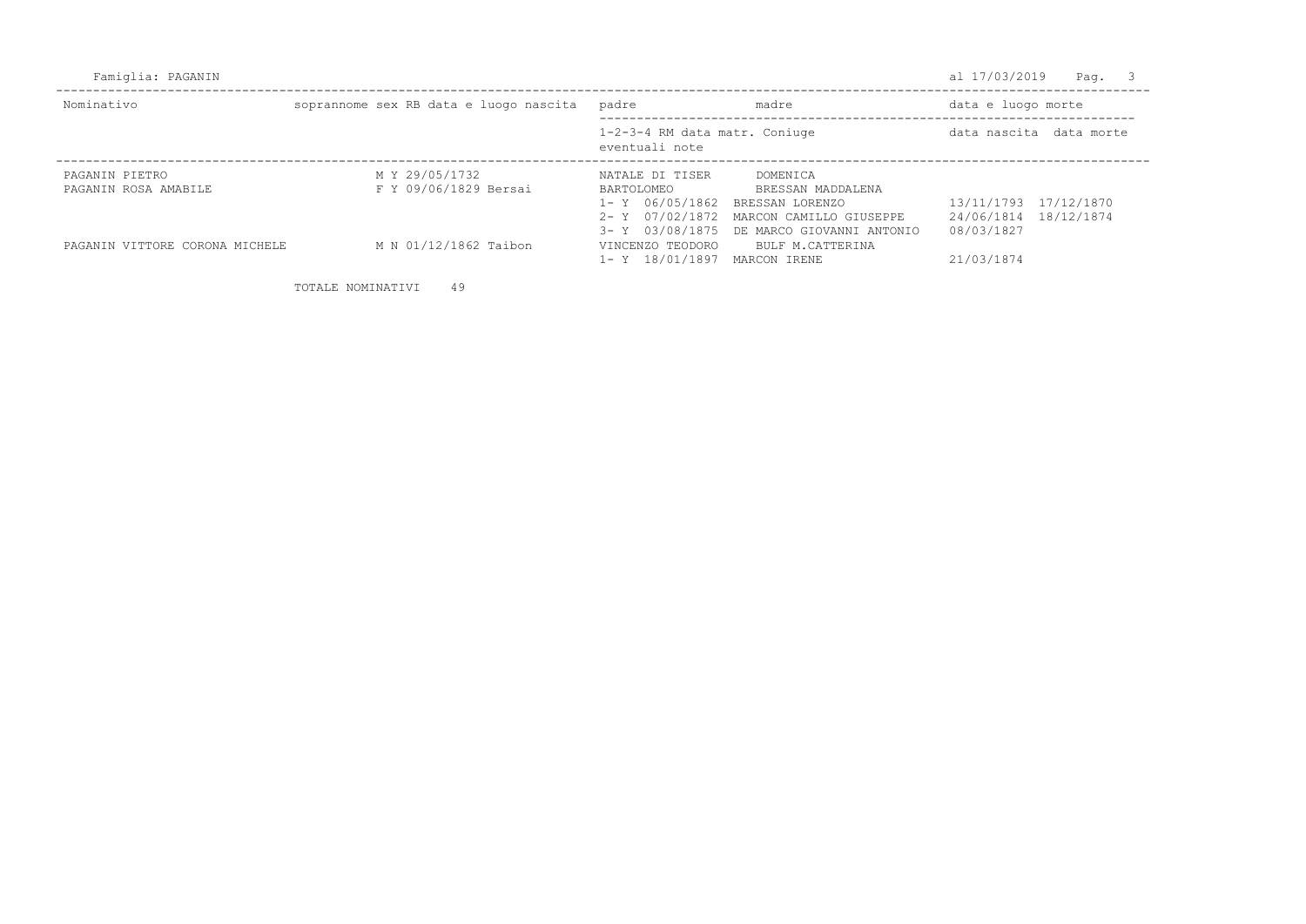Famiglia: PAGANIN

al 17/03/2019

| Nominativo | soprannome sex RB data e luogo nascita | padre | madre | data e luogo morte | |
|---|---|---|---|---|---|
| | | 1-2-3-4 RM data matr. Coniuge eventuali note | | data nascita | data morte |
| PAGANIN PIETRO | M Y 29/05/1732 | NATALE DI TISER | DOMENICA | | |
| PAGANIN ROSA AMABILE | F Y 09/06/1829 Bersai | BARTOLOMEO | BRESSAN MADDALENA | | |
| | | 1- Y 06/05/1862 | BRESSAN LORENZO | 13/11/1793 | 17/12/1870 |
| | | 2- Y 07/02/1872 | MARCON CAMILLO GIUSEPPE | 24/06/1814 | 18/12/1874 |
| | | 3- Y 03/08/1875 | DE MARCO GIOVANNI ANTONIO | 08/03/1827 | |
| PAGANIN VITTORE CORONA MICHELE | M N 01/12/1862 Taibon | VINCENZO TEODORO | BULF M.CATTERINA | | |
| | | 1- Y 18/01/1897 | MARCON IRENE | 21/03/1874 | |

TOTALE NOMINATIVI 49